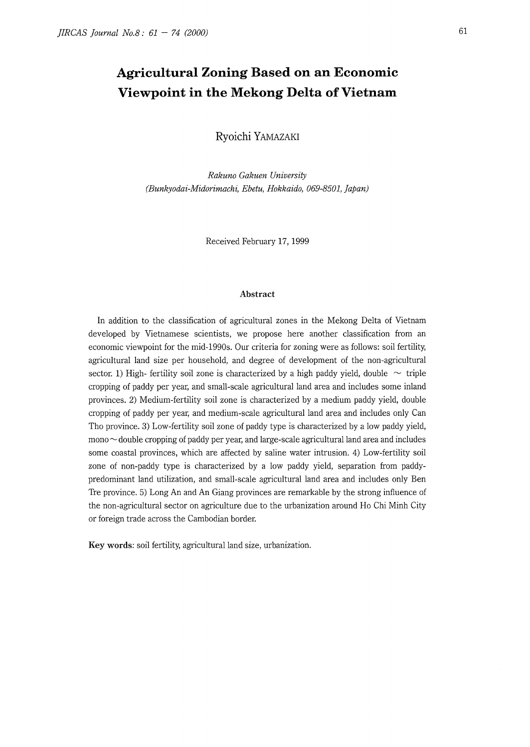# Agricultural Zoning Based on an Economic Viewpoint in the Mekong Delta of Vietnam

Ryoichi YAMAZAKI

*Rakuno Gakuen University*
*(Bunkyodai-Midorimachi, Ebetu, Hokkaido, 069-8501, Japan)*

Received February 17, 1999

### Abstract

In addition to the classification of agricultural zones in the Mekong Delta of Vietnam developed by Vietnamese scientists, we propose here another classification from an economic viewpoint for the mid-1990s. Our criteria for zoning were as follows: soil fertility, agricultural land size per household, and degree of development of the non-agricultural sector. 1) High- fertility soil zone is characterized by a high paddy yield, double ~ triple cropping of paddy per year, and small-scale agricultural land area and includes some inland provinces. 2) Medium-fertility soil zone is characterized by a medium paddy yield, double cropping of paddy per year, and medium-scale agricultural land area and includes only Can Tho province. 3) Low-fertility soil zone of paddy type is characterized by a low paddy yield, mono ~ double cropping of paddy per year, and large-scale agricultural land area and includes some coastal provinces, which are affected by saline water intrusion. 4) Low-fertility soil zone of non-paddy type is characterized by a low paddy yield, separation from paddy-predominant land utilization, and small-scale agricultural land area and includes only Ben Tre province. 5) Long An and An Giang provinces are remarkable by the strong influence of the non-agricultural sector on agriculture due to the urbanization around Ho Chi Minh City or foreign trade across the Cambodian border.

**Key words**: soil fertility, agricultural land size, urbanization.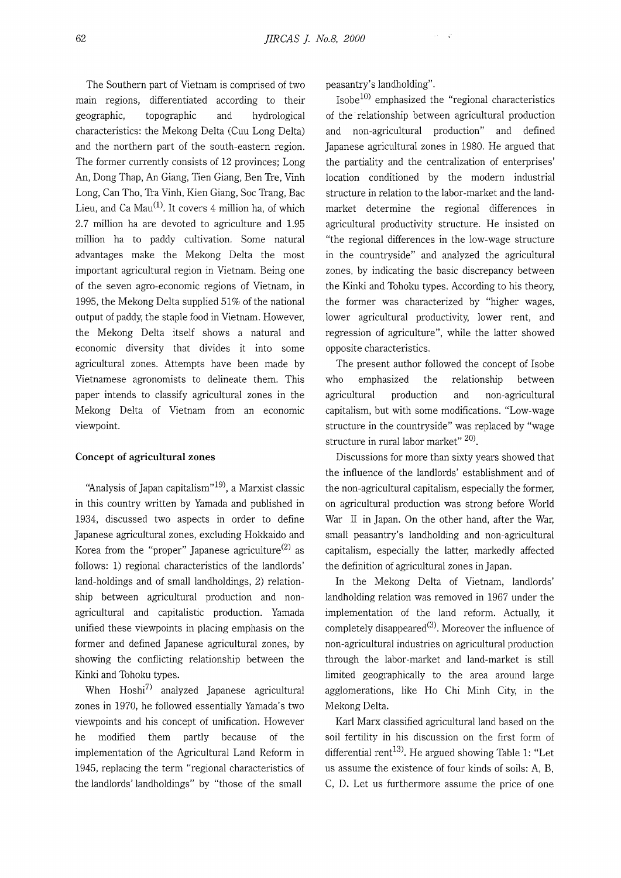The Southern part of Vietnam is comprised of two main regions, differentiated according to their geographic, topographic and hydrological characteristics: the Mekong Delta (Cuu Long Delta) and the northern part of the south-eastern region. The former currently consists of 12 provinces; Long An, Dong Thap, An Giang, Tien Giang, Ben Tre, Vinh Long, Can Tho, Tra Vinh, Kien Giang, Soc Trang, Bac Lieu, and Ca Mau(1). It covers 4 million ha, of which 2.7 million ha are devoted to agriculture and 1.95 million ha to paddy cultivation. Some natural advantages make the Mekong Delta the most important agricultural region in Vietnam. Being one of the seven agro-economic regions of Vietnam, in 1995, the Mekong Delta supplied 51% of the national output of paddy, the staple food in Vietnam. However, the Mekong Delta itself shows a natural and economic diversity that divides it into some agricultural zones. Attempts have been made by Vietnamese agronomists to delineate them. This paper intends to classify agricultural zones in the Mekong Delta of Vietnam from an economic viewpoint.

### Concept of agricultural zones

"Analysis of Japan capitalism"[19], a Marxist classic in this country written by Yamada and published in 1934, discussed two aspects in order to define Japanese agricultural zones, excluding Hokkaido and Korea from the "proper" Japanese agriculture(2) as follows: 1) regional characteristics of the landlords' land-holdings and of small landholdings, 2) relationship between agricultural production and non-agricultural and capitalistic production. Yamada unified these viewpoints in placing emphasis on the former and defined Japanese agricultural zones, by showing the conflicting relationship between the Kinki and Tohoku types.

When Hoshi[7] analyzed Japanese agricultural zones in 1970, he followed essentially Yamada's two viewpoints and his concept of unification. However he modified them partly because of the implementation of the Agricultural Land Reform in 1945, replacing the term "regional characteristics of the landlords' landholdings" by "those of the small peasantry's landholding".

Isobe[10] emphasized the "regional characteristics of the relationship between agricultural production and non-agricultural production" and defined Japanese agricultural zones in 1980. He argued that the partiality and the centralization of enterprises' location conditioned by the modern industrial structure in relation to the labor-market and the land-market determine the regional differences in agricultural productivity structure. He insisted on "the regional differences in the low-wage structure in the countryside" and analyzed the agricultural zones, by indicating the basic discrepancy between the Kinki and Tohoku types. According to his theory, the former was characterized by "higher wages, lower agricultural productivity, lower rent, and regression of agriculture", while the latter showed opposite characteristics.

The present author followed the concept of Isobe who emphasized the relationship between agricultural production and non-agricultural capitalism, but with some modifications. "Low-wage structure in the countryside" was replaced by "wage structure in rural labor market" [20].

Discussions for more than sixty years showed that the influence of the landlords' establishment and of the non-agricultural capitalism, especially the former, on agricultural production was strong before World War II in Japan. On the other hand, after the War, small peasantry's landholding and non-agricultural capitalism, especially the latter, markedly affected the definition of agricultural zones in Japan.

In the Mekong Delta of Vietnam, landlords' landholding relation was removed in 1967 under the implementation of the land reform. Actually, it completely disappeared(3). Moreover the influence of non-agricultural industries on agricultural production through the labor-market and land-market is still limited geographically to the area around large agglomerations, like Ho Chi Minh City, in the Mekong Delta.

Karl Marx classified agricultural land based on the soil fertility in his discussion on the first form of differential rent[13]. He argued showing Table 1: "Let us assume the existence of four kinds of soils: A, B, C, D. Let us furthermore assume the price of one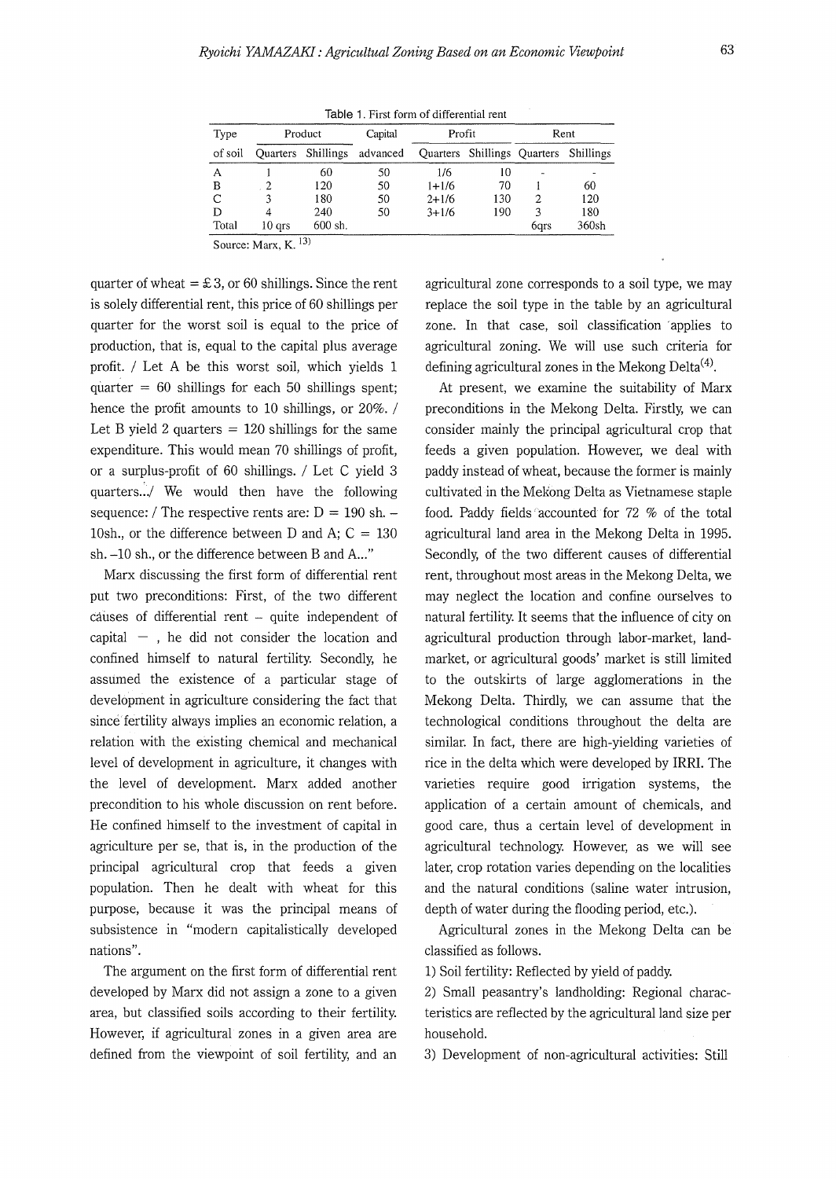Table 1. First form of differential rent

| Type | Product | | Capital | Profit | | Rent | |
|---|---|---|---|---|---|---|---|
| of soil | Quarters | Shillings | advanced | Quarters | Shillings | Quarters | Shillings |
| A | 1 | 60 | 50 | 1/6 | 10 | - | - |
| B | 2 | 120 | 50 | 1+1/6 | 70 | 1 | 60 |
| C | 3 | 180 | 50 | 2+1/6 | 130 | 2 | 120 |
| D | 4 | 240 | 50 | 3+1/6 | 190 | 3 | 180 |
| Total | 10 qrs | 600 sh. | | | | 6qrs | 360sh |

Source: Marx, K. [13]

quarter of wheat = £3, or 60 shillings. Since the rent is solely differential rent, this price of 60 shillings per quarter for the worst soil is equal to the price of production, that is, equal to the capital plus average profit. / Let A be this worst soil, which yields 1 quarter = 60 shillings for each 50 shillings spent; hence the profit amounts to 10 shillings, or 20%. / Let B yield 2 quarters = 120 shillings for the same expenditure. This would mean 70 shillings of profit, or a surplus-profit of 60 shillings. / Let C yield 3 quarters.../ We would then have the following sequence: / The respective rents are: D = 190 sh. – 10sh., or the difference between D and A; C = 130 sh. –10 sh., or the difference between B and A..."

Marx discussing the first form of differential rent put two preconditions: First, of the two different causes of differential rent – quite independent of capital –, he did not consider the location and confined himself to natural fertility. Secondly, he assumed the existence of a particular stage of development in agriculture considering the fact that since fertility always implies an economic relation, a relation with the existing chemical and mechanical level of development in agriculture, it changes with the level of development. Marx added another precondition to his whole discussion on rent before. He confined himself to the investment of capital in agriculture per se, that is, in the production of the principal agricultural crop that feeds a given population. Then he dealt with wheat for this purpose, because it was the principal means of subsistence in "modern capitalistically developed nations".

The argument on the first form of differential rent developed by Marx did not assign a zone to a given area, but classified soils according to their fertility. However, if agricultural zones in a given area are defined from the viewpoint of soil fertility, and an agricultural zone corresponds to a soil type, we may replace the soil type in the table by an agricultural zone. In that case, soil classification applies to agricultural zoning. We will use such criteria for defining agricultural zones in the Mekong Delta[4].

At present, we examine the suitability of Marx preconditions in the Mekong Delta. Firstly, we can consider mainly the principal agricultural crop that feeds a given population. However, we deal with paddy instead of wheat, because the former is mainly cultivated in the Mekong Delta as Vietnamese staple food. Paddy fields accounted for 72 % of the total agricultural land area in the Mekong Delta in 1995. Secondly, of the two different causes of differential rent, throughout most areas in the Mekong Delta, we may neglect the location and confine ourselves to natural fertility. It seems that the influence of city on agricultural production through labor-market, land-market, or agricultural goods' market is still limited to the outskirts of large agglomerations in the Mekong Delta. Thirdly, we can assume that the technological conditions throughout the delta are similar. In fact, there are high-yielding varieties of rice in the delta which were developed by IRRI. The varieties require good irrigation systems, the application of a certain amount of chemicals, and good care, thus a certain level of development in agricultural technology. However, as we will see later, crop rotation varies depending on the localities and the natural conditions (saline water intrusion, depth of water during the flooding period, etc.).

Agricultural zones in the Mekong Delta can be classified as follows.

1) Soil fertility: Reflected by yield of paddy.

2) Small peasantry's landholding: Regional characteristics are reflected by the agricultural land size per household.

3) Development of non-agricultural activities: Still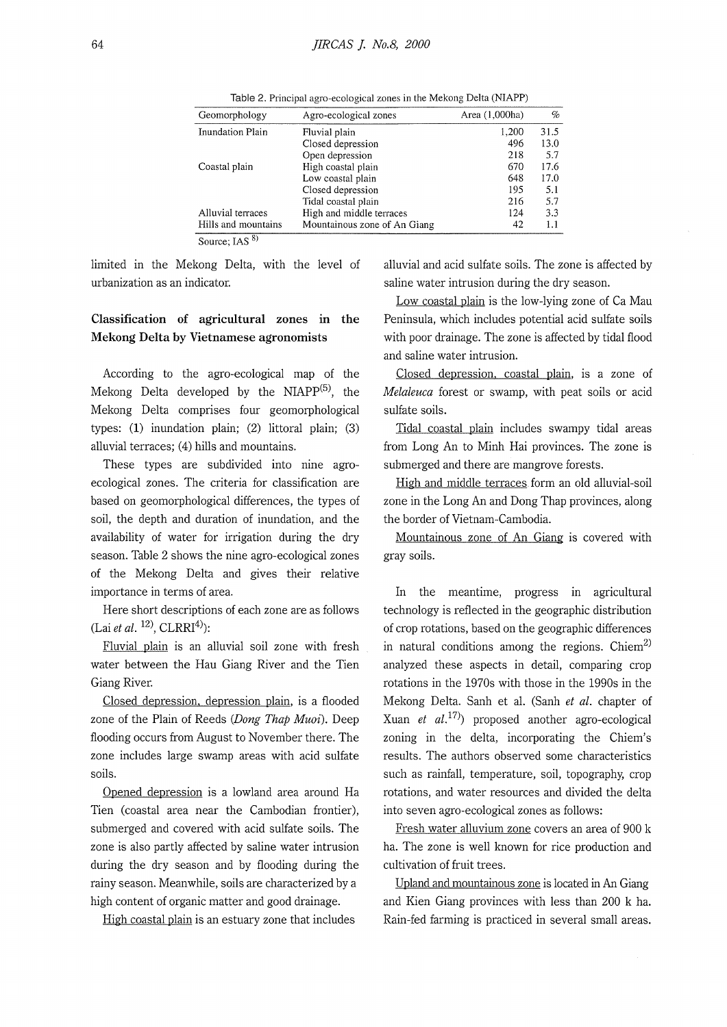Table 2. Principal agro-ecological zones in the Mekong Delta (NIAPP)

| Geomorphology | Agro-ecological zones | Area (1,000ha) | % |
|---|---|---|---|
| Inundation Plain | Fluvial plain | 1,200 | 31.5 |
| | Closed depression | 496 | 13.0 |
| | Open depression | 218 | 5.7 |
| Coastal plain | High coastal plain | 670 | 17.6 |
| | Low coastal plain | 648 | 17.0 |
| | Closed depression | 195 | 5.1 |
| | Tidal coastal plain | 216 | 5.7 |
| Alluvial terraces | High and middle terraces | 124 | 3.3 |
| Hills and mountains | Mountainous zone of An Giang | 42 | 1.1 |

Source; IAS [8)]

limited in the Mekong Delta, with the level of urbanization as an indicator.

## Classification of agricultural zones in the Mekong Delta by Vietnamese agronomists

According to the agro-ecological map of the Mekong Delta developed by the NIAPP[(5)], the Mekong Delta comprises four geomorphological types: (1) inundation plain; (2) littoral plain; (3) alluvial terraces; (4) hills and mountains.

These types are subdivided into nine agro-ecological zones. The criteria for classification are based on geomorphological differences, the types of soil, the depth and duration of inundation, and the availability of water for irrigation during the dry season. Table 2 shows the nine agro-ecological zones of the Mekong Delta and gives their relative importance in terms of area.

Here short descriptions of each zone are as follows (Lai *et al.* [12)], CLRRI[4)]):

Fluvial plain is an alluvial soil zone with fresh water between the Hau Giang River and the Tien Giang River.

Closed depression, depression plain, is a flooded zone of the Plain of Reeds (*Dong Thap Muoi*). Deep flooding occurs from August to November there. The zone includes large swamp areas with acid sulfate soils.

Opened depression is a lowland area around Ha Tien (coastal area near the Cambodian frontier), submerged and covered with acid sulfate soils. The zone is also partly affected by saline water intrusion during the dry season and by flooding during the rainy season. Meanwhile, soils are characterized by a high content of organic matter and good drainage.

High coastal plain is an estuary zone that includes alluvial and acid sulfate soils. The zone is affected by saline water intrusion during the dry season.

Low coastal plain is the low-lying zone of Ca Mau Peninsula, which includes potential acid sulfate soils with poor drainage. The zone is affected by tidal flood and saline water intrusion.

Closed depression, coastal plain, is a zone of *Melaleuca* forest or swamp, with peat soils or acid sulfate soils.

Tidal coastal plain includes swampy tidal areas from Long An to Minh Hai provinces. The zone is submerged and there are mangrove forests.

High and middle terraces form an old alluvial-soil zone in the Long An and Dong Thap provinces, along the border of Vietnam-Cambodia.

Mountainous zone of An Giang is covered with gray soils.

In the meantime, progress in agricultural technology is reflected in the geographic distribution of crop rotations, based on the geographic differences in natural conditions among the regions. Chiem[2)] analyzed these aspects in detail, comparing crop rotations in the 1970s with those in the 1990s in the Mekong Delta. Sanh et al. (Sanh *et al.* chapter of Xuan *et al.*[17)]) proposed another agro-ecological zoning in the delta, incorporating the Chiem's results. The authors observed some characteristics such as rainfall, temperature, soil, topography, crop rotations, and water resources and divided the delta into seven agro-ecological zones as follows:

Fresh water alluvium zone covers an area of 900 k ha. The zone is well known for rice production and cultivation of fruit trees.

Upland and mountainous zone is located in An Giang and Kien Giang provinces with less than 200 k ha. Rain-fed farming is practiced in several small areas.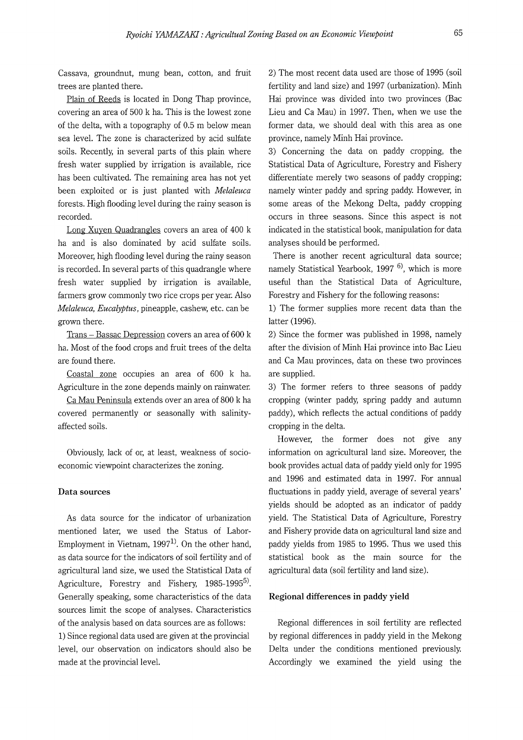Cassava, groundnut, mung bean, cotton, and fruit trees are planted there.

Plain of Reeds is located in Dong Thap province, covering an area of 500 k ha. This is the lowest zone of the delta, with a topography of 0.5 m below mean sea level. The zone is characterized by acid sulfate soils. Recently, in several parts of this plain where fresh water supplied by irrigation is available, rice has been cultivated. The remaining area has not yet been exploited or is just planted with *Melaleuca* forests. High flooding level during the rainy season is recorded.

Long Xuyen Quadrangles covers an area of 400 k ha and is also dominated by acid sulfate soils. Moreover, high flooding level during the rainy season is recorded. In several parts of this quadrangle where fresh water supplied by irrigation is available, farmers grow commonly two rice crops per year. Also *Melaleuca*, *Eucalyptus*, pineapple, cashew, etc. can be grown there.

Trans – Bassac Depression covers an area of 600 k ha. Most of the food crops and fruit trees of the delta are found there.

Coastal zone occupies an area of 600 k ha. Agriculture in the zone depends mainly on rainwater.

Ca Mau Peninsula extends over an area of 800 k ha covered permanently or seasonally with salinity-affected soils.

Obviously, lack of or, at least, weakness of socio-economic viewpoint characterizes the zoning.

### Data sources

As data source for the indicator of urbanization mentioned later, we used the Status of Labor-Employment in Vietnam, 1997[1]. On the other hand, as data source for the indicators of soil fertility and of agricultural land size, we used the Statistical Data of Agriculture, Forestry and Fishery, 1985-1995[5]. Generally speaking, some characteristics of the data sources limit the scope of analyses. Characteristics of the analysis based on data sources are as follows:

1) Since regional data used are given at the provincial level, our observation on indicators should also be made at the provincial level.

2) The most recent data used are those of 1995 (soil fertility and land size) and 1997 (urbanization). Minh Hai province was divided into two provinces (Bac Lieu and Ca Mau) in 1997. Then, when we use the former data, we should deal with this area as one province, namely Minh Hai province.

3) Concerning the data on paddy cropping, the Statistical Data of Agriculture, Forestry and Fishery differentiate merely two seasons of paddy cropping; namely winter paddy and spring paddy. However, in some areas of the Mekong Delta, paddy cropping occurs in three seasons. Since this aspect is not indicated in the statistical book, manipulation for data analyses should be performed.

There is another recent agricultural data source; namely Statistical Yearbook, 1997[6], which is more useful than the Statistical Data of Agriculture, Forestry and Fishery for the following reasons:

1) The former supplies more recent data than the latter (1996).

2) Since the former was published in 1998, namely after the division of Minh Hai province into Bac Lieu and Ca Mau provinces, data on these two provinces are supplied.

3) The former refers to three seasons of paddy cropping (winter paddy, spring paddy and autumn paddy), which reflects the actual conditions of paddy cropping in the delta.

However, the former does not give any information on agricultural land size. Moreover, the book provides actual data of paddy yield only for 1995 and 1996 and estimated data in 1997. For annual fluctuations in paddy yield, average of several years' yields should be adopted as an indicator of paddy yield. The Statistical Data of Agriculture, Forestry and Fishery provide data on agricultural land size and paddy yields from 1985 to 1995. Thus we used this statistical book as the main source for the agricultural data (soil fertility and land size).

### Regional differences in paddy yield

Regional differences in soil fertility are reflected by regional differences in paddy yield in the Mekong Delta under the conditions mentioned previously. Accordingly we examined the yield using the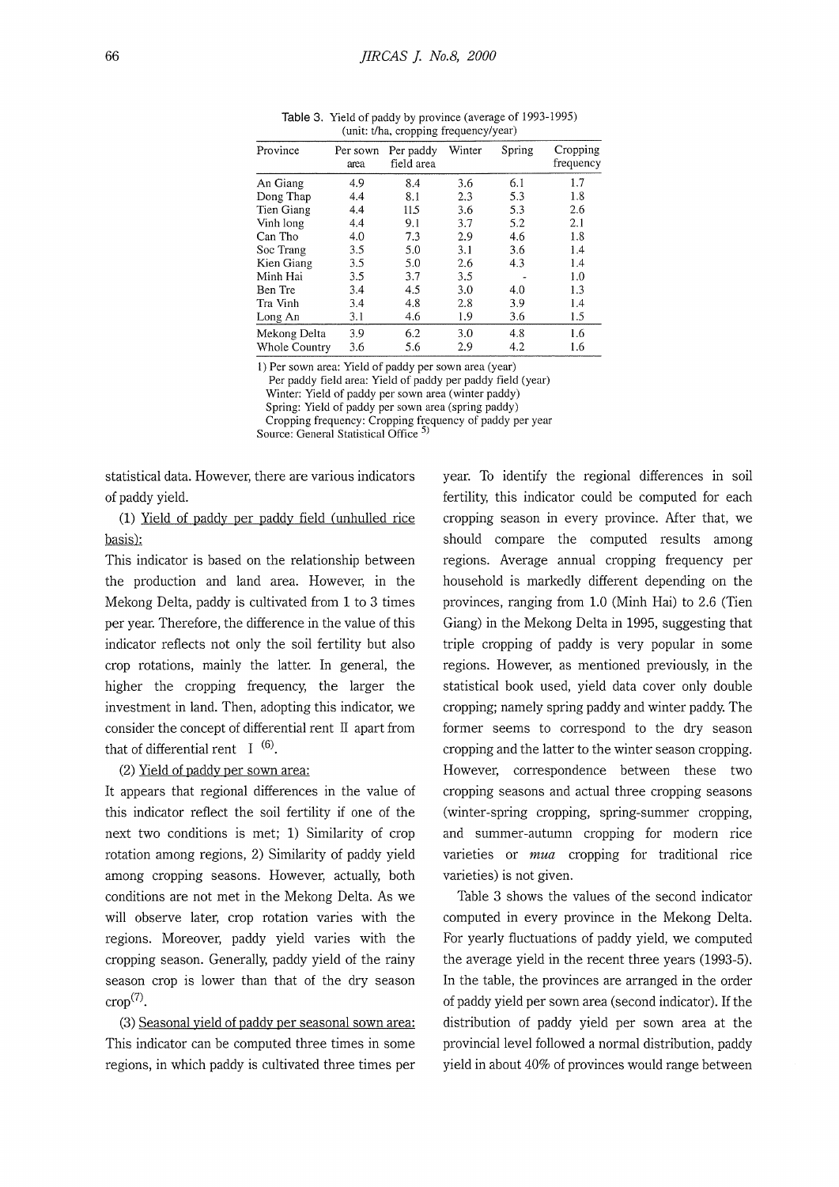Table 3. Yield of paddy by province (average of 1993-1995)
(unit: t/ha, cropping frequency/year)

| Province | Per sown area | Per paddy field area | Winter | Spring | Cropping frequency |
|---|---|---|---|---|---|
| An Giang | 4.9 | 8.4 | 3.6 | 6.1 | 1.7 |
| Dong Thap | 4.4 | 8.1 | 2.3 | 5.3 | 1.8 |
| Tien Giang | 4.4 | 11.5 | 3.6 | 5.3 | 2.6 |
| Vinh long | 4.4 | 9.1 | 3.7 | 5.2 | 2.1 |
| Can Tho | 4.0 | 7.3 | 2.9 | 4.6 | 1.8 |
| Soc Trang | 3.5 | 5.0 | 3.1 | 3.6 | 1.4 |
| Kien Giang | 3.5 | 5.0 | 2.6 | 4.3 | 1.4 |
| Minh Hai | 3.5 | 3.7 | 3.5 | - | 1.0 |
| Ben Tre | 3.4 | 4.5 | 3.0 | 4.0 | 1.3 |
| Tra Vinh | 3.4 | 4.8 | 2.8 | 3.9 | 1.4 |
| Long An | 3.1 | 4.6 | 1.9 | 3.6 | 1.5 |
| Mekong Delta | 3.9 | 6.2 | 3.0 | 4.8 | 1.6 |
| Whole Country | 3.6 | 5.6 | 2.9 | 4.2 | 1.6 |

1) Per sown area: Yield of paddy per sown area (year)
Per paddy field area: Yield of paddy per paddy field (year)
Winter: Yield of paddy per sown area (winter paddy)
Spring: Yield of paddy per sown area (spring paddy)
Cropping frequency: Cropping frequency of paddy per year
Source: General Statistical Office [5]

statistical data. However, there are various indicators of paddy yield.

(1) Yield of paddy per paddy field (unhulled rice basis):

This indicator is based on the relationship between the production and land area. However, in the Mekong Delta, paddy is cultivated from 1 to 3 times per year. Therefore, the difference in the value of this indicator reflects not only the soil fertility but also crop rotations, mainly the latter. In general, the higher the cropping frequency, the larger the investment in land. Then, adopting this indicator, we consider the concept of differential rent II apart from that of differential rent I [(6)].

(2) Yield of paddy per sown area:

It appears that regional differences in the value of this indicator reflect the soil fertility if one of the next two conditions is met; 1) Similarity of crop rotation among regions, 2) Similarity of paddy yield among cropping seasons. However, actually, both conditions are not met in the Mekong Delta. As we will observe later, crop rotation varies with the regions. Moreover, paddy yield varies with the cropping season. Generally, paddy yield of the rainy season crop is lower than that of the dry season crop[(7)].

(3) Seasonal yield of paddy per seasonal sown area:

This indicator can be computed three times in some regions, in which paddy is cultivated three times per year. To identify the regional differences in soil fertility, this indicator could be computed for each cropping season in every province. After that, we should compare the computed results among regions. Average annual cropping frequency per household is markedly different depending on the provinces, ranging from 1.0 (Minh Hai) to 2.6 (Tien Giang) in the Mekong Delta in 1995, suggesting that triple cropping of paddy is very popular in some regions. However, as mentioned previously, in the statistical book used, yield data cover only double cropping; namely spring paddy and winter paddy. The former seems to correspond to the dry season cropping and the latter to the winter season cropping. However, correspondence between these two cropping seasons and actual three cropping seasons (winter-spring cropping, spring-summer cropping, and summer-autumn cropping for modern rice varieties or *mua* cropping for traditional rice varieties) is not given.

Table 3 shows the values of the second indicator computed in every province in the Mekong Delta. For yearly fluctuations of paddy yield, we computed the average yield in the recent three years (1993-5). In the table, the provinces are arranged in the order of paddy yield per sown area (second indicator). If the distribution of paddy yield per sown area at the provincial level followed a normal distribution, paddy yield in about 40% of provinces would range between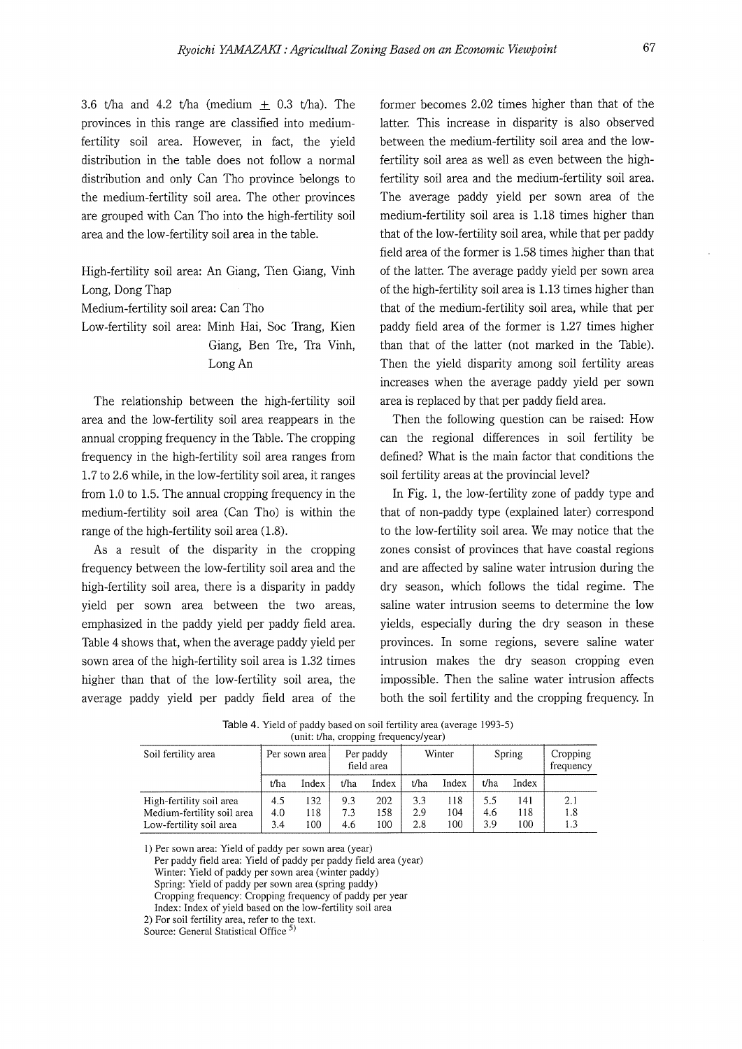3.6 t/ha and 4.2 t/ha (medium $\pm$ 0.3 t/ha). The provinces in this range are classified into medium-fertility soil area. However, in fact, the yield distribution in the table does not follow a normal distribution and only Can Tho province belongs to the medium-fertility soil area. The other provinces are grouped with Can Tho into the high-fertility soil area and the low-fertility soil area in the table.

High-fertility soil area: An Giang, Tien Giang, Vinh Long, Dong Thap
Medium-fertility soil area: Can Tho
Low-fertility soil area: Minh Hai, Soc Trang, Kien Giang, Ben Tre, Tra Vinh, Long An

The relationship between the high-fertility soil area and the low-fertility soil area reappears in the annual cropping frequency in the Table. The cropping frequency in the high-fertility soil area ranges from 1.7 to 2.6 while, in the low-fertility soil area, it ranges from 1.0 to 1.5. The annual cropping frequency in the medium-fertility soil area (Can Tho) is within the range of the high-fertility soil area (1.8).

As a result of the disparity in the cropping frequency between the low-fertility soil area and the high-fertility soil area, there is a disparity in paddy yield per sown area between the two areas, emphasized in the paddy yield per paddy field area. Table 4 shows that, when the average paddy yield per sown area of the high-fertility soil area is 1.32 times higher than that of the low-fertility soil area, the average paddy yield per paddy field area of the former becomes 2.02 times higher than that of the latter. This increase in disparity is also observed between the medium-fertility soil area and the low-fertility soil area as well as even between the high-fertility soil area and the medium-fertility soil area. The average paddy yield per sown area of the medium-fertility soil area is 1.18 times higher than that of the low-fertility soil area, while that per paddy field area of the former is 1.58 times higher than that of the latter. The average paddy yield per sown area of the high-fertility soil area is 1.13 times higher than that of the medium-fertility soil area, while that per paddy field area of the former is 1.27 times higher than that of the latter (not marked in the Table). Then the yield disparity among soil fertility areas increases when the average paddy yield per sown area is replaced by that per paddy field area.

Then the following question can be raised: How can the regional differences in soil fertility be defined? What is the main factor that conditions the soil fertility areas at the provincial level?

In Fig. 1, the low-fertility zone of paddy type and that of non-paddy type (explained later) correspond to the low-fertility soil area. We may notice that the zones consist of provinces that have coastal regions and are affected by saline water intrusion during the dry season, which follows the tidal regime. The saline water intrusion seems to determine the low yields, especially during the dry season in these provinces. In some regions, severe saline water intrusion makes the dry season cropping even impossible. Then the saline water intrusion affects both the soil fertility and the cropping frequency. In

Table 4. Yield of paddy based on soil fertility area (average 1993-5)
(unit: t/ha, cropping frequency/year)

| Soil fertility area | Per sown area | | Per paddy field area | | Winter | | Spring | | Cropping frequency |
|---|---|---|---|---|---|---|---|---|---|
| | t/ha | Index | t/ha | Index | t/ha | Index | t/ha | Index | |
| High-fertility soil area | 4.5 | 132 | 9.3 | 202 | 3.3 | 118 | 5.5 | 141 | 2.1 |
| Medium-fertility soil area | 4.0 | 118 | 7.3 | 158 | 2.9 | 104 | 4.6 | 118 | 1.8 |
| Low-fertility soil area | 3.4 | 100 | 4.6 | 100 | 2.8 | 100 | 3.9 | 100 | 1.3 |

1) Per sown area: Yield of paddy per sown area (year)
Per paddy field area: Yield of paddy per paddy field area (year)
Winter: Yield of paddy per sown area (winter paddy)
Spring: Yield of paddy per sown area (spring paddy)
Cropping frequency: Cropping frequency of paddy per year
Index: Index of yield based on the low-fertility soil area
2) For soil fertility area, refer to the text.
Source: General Statistical Office [5]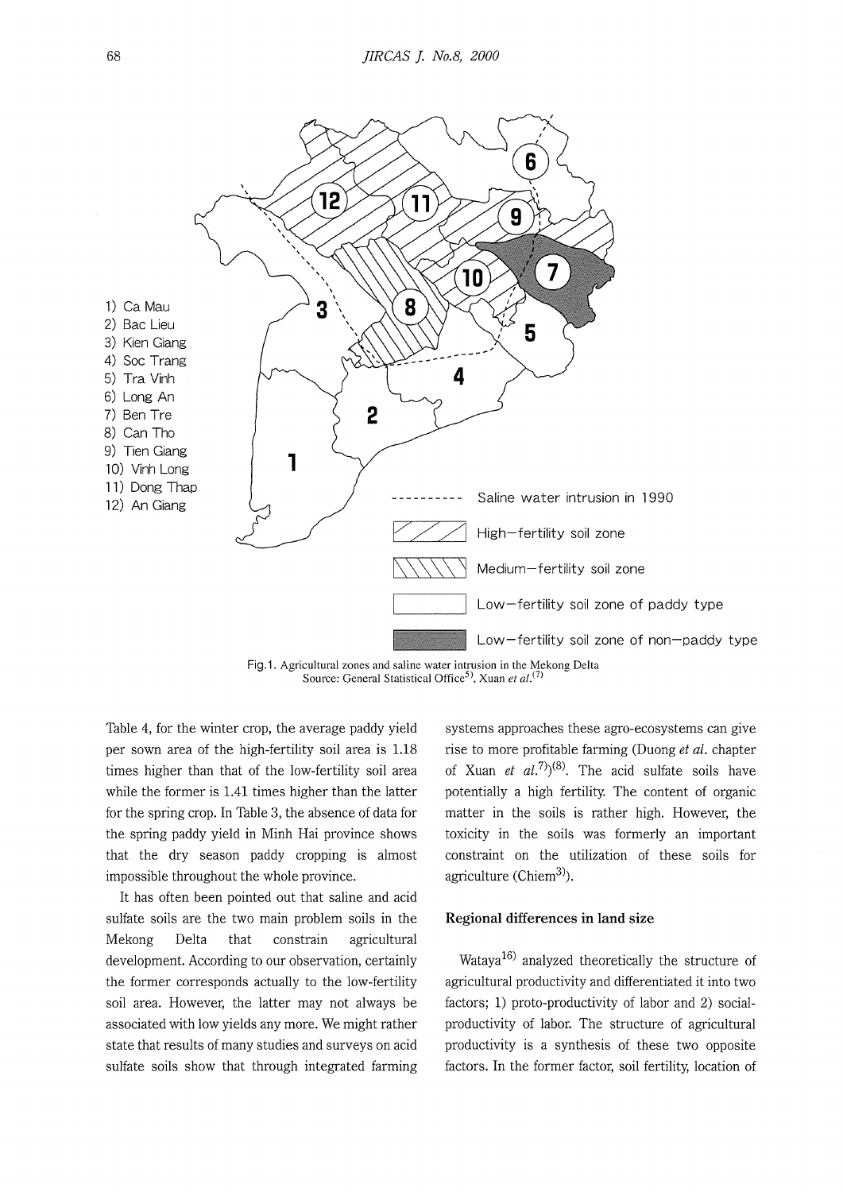1) Ca Mau
2) Bac Lieu
3) Kien Giang
4) Soc Trang
5) Tra Vinh
6) Long An
7) Ben Tre
8) Can Tho
9) Tien Giang
10) Vinh Long
11) Dong Thap
12) An Giang

---------- Saline water intrusion in 1990

High-fertility soil zone

Medium-fertility soil zone

Low-fertility soil zone of paddy type

Low-fertility soil zone of non-paddy type

Fig.1. Agricultural zones and saline water intrusion in the Mekong Delta
Source: General Statistical Office[5], Xuan *et al.*[7]

Table 4, for the winter crop, the average paddy yield per sown area of the high-fertility soil area is 1.18 times higher than that of the low-fertility soil area while the former is 1.41 times higher than the latter for the spring crop. In Table 3, the absence of data for the spring paddy yield in Minh Hai province shows that the dry season paddy cropping is almost impossible throughout the whole province.

It has often been pointed out that saline and acid sulfate soils are the two main problem soils in the Mekong Delta that constrain agricultural development. According to our observation, certainly the former corresponds actually to the low-fertility soil area. However, the latter may not always be associated with low yields any more. We might rather state that results of many studies and surveys on acid sulfate soils show that through integrated farming systems approaches these agro-ecosystems can give rise to more profitable farming (Duong *et al.* chapter of Xuan *et al.*[7])[8]. The acid sulfate soils have potentially a high fertility. The content of organic matter in the soils is rather high. However, the toxicity in the soils was formerly an important constraint on the utilization of these soils for agriculture (Chiem[3]).

### Regional differences in land size

Wataya[16] analyzed theoretically the structure of agricultural productivity and differentiated it into two factors; 1) proto-productivity of labor and 2) social-productivity of labor. The structure of agricultural productivity is a synthesis of these two opposite factors. In the former factor, soil fertility, location of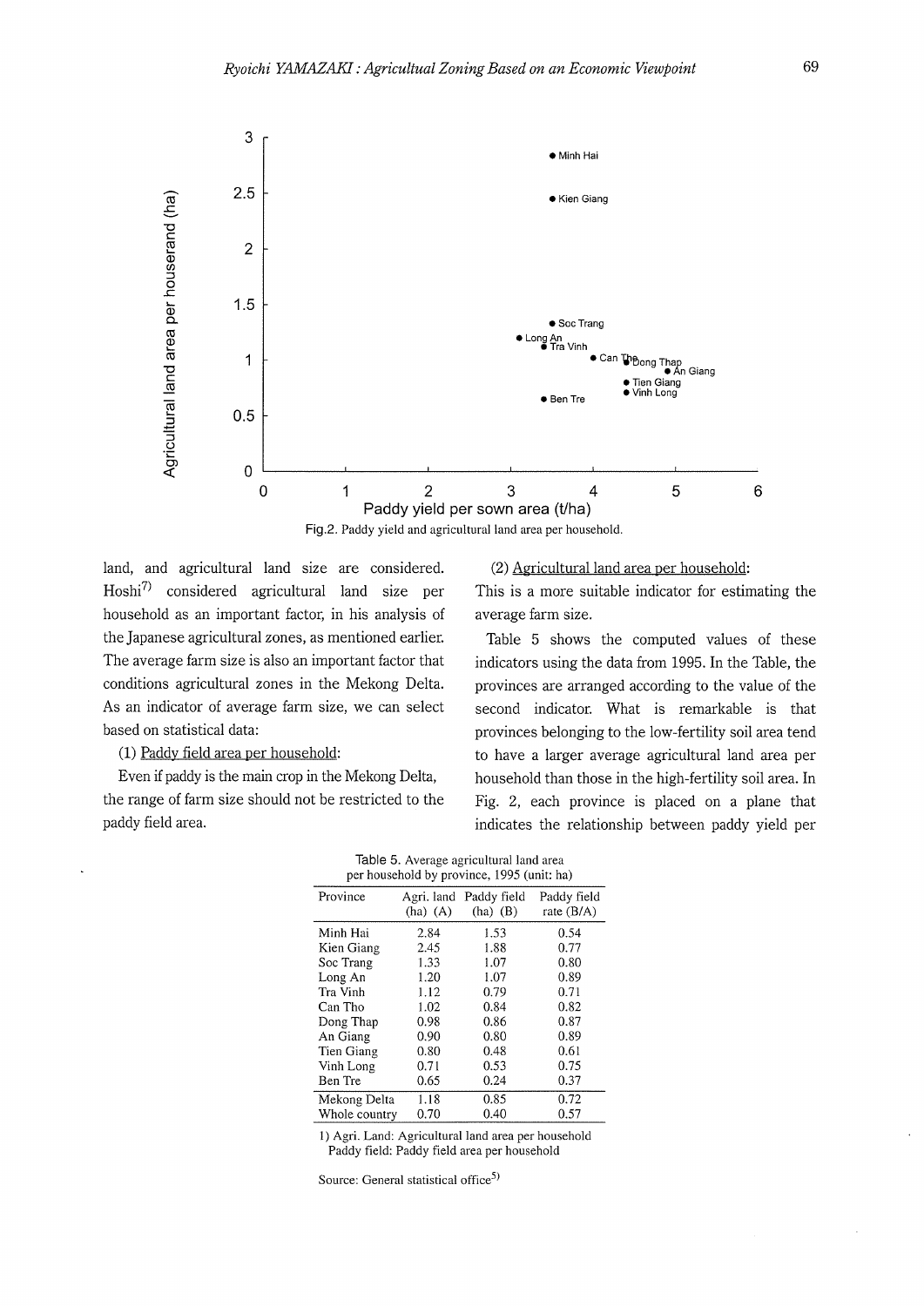Fig.2. Paddy yield and agricultural land area per household.

land, and agricultural land size are considered. Hoshi[7] considered agricultural land size per household as an important factor, in his analysis of the Japanese agricultural zones, as mentioned earlier. The average farm size is also an important factor that conditions agricultural zones in the Mekong Delta. As an indicator of average farm size, we can select based on statistical data:

(1) Paddy field area per household:

Even if paddy is the main crop in the Mekong Delta, the range of farm size should not be restricted to the paddy field area.

(2) Agricultural land area per household:

This is a more suitable indicator for estimating the average farm size.

Table 5 shows the computed values of these indicators using the data from 1995. In the Table, the provinces are arranged according to the value of the second indicator. What is remarkable is that provinces belonging to the low-fertility soil area tend to have a larger average agricultural land area per household than those in the high-fertility soil area. In Fig. 2, each province is placed on a plane that indicates the relationship between paddy yield per

Table 5. Average agricultural land area per household by province, 1995 (unit: ha)

| Province | Agri. land (ha) (A) | Paddy field (ha) (B) | Paddy field rate (B/A) |
|---|---|---|---|
| Minh Hai | 2.84 | 1.53 | 0.54 |
| Kien Giang | 2.45 | 1.88 | 0.77 |
| Soc Trang | 1.33 | 1.07 | 0.80 |
| Long An | 1.20 | 1.07 | 0.89 |
| Tra Vinh | 1.12 | 0.79 | 0.71 |
| Can Tho | 1.02 | 0.84 | 0.82 |
| Dong Thap | 0.98 | 0.86 | 0.87 |
| An Giang | 0.90 | 0.80 | 0.89 |
| Tien Giang | 0.80 | 0.48 | 0.61 |
| Vinh Long | 0.71 | 0.53 | 0.75 |
| Ben Tre | 0.65 | 0.24 | 0.37 |
| Mekong Delta | 1.18 | 0.85 | 0.72 |
| Whole country | 0.70 | 0.40 | 0.57 |

1) Agri. Land: Agricultural land area per household
Paddy field: Paddy field area per household

Source: General statistical office[5]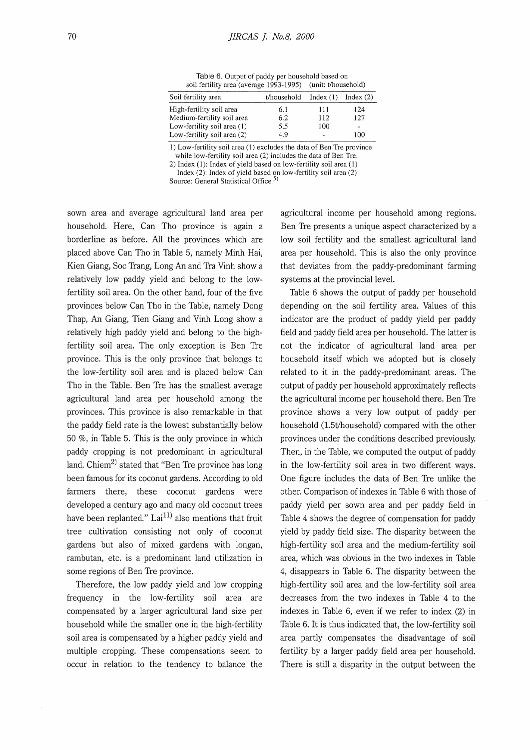Table 6. Output of paddy per household based on soil fertility area (average 1993-1995) (unit: t/household)

| Soil fertility area | t/household | Index (1) | Index (2) |
|---|---|---|---|
| High-fertility soil area | 6.1 | 111 | 124 |
| Medium-fertility soil area | 6.2 | 112 | 127 |
| Low-fertility soil area (1) | 5.5 | 100 | - |
| Low-fertility soil area (2) | 4.9 | - | 100 |

1) Low-fertility soil area (1) excludes the data of Ben Tre province while low-fertility soil area (2) includes the data of Ben Tre.
2) Index (1): Index of yield based on low-fertility soil area (1)
Index (2): Index of yield based on low-fertility soil area (2)
Source: General Statistical Office [5]

sown area and average agricultural land area per household. Here, Can Tho province is again a borderline as before. All the provinces which are placed above Can Tho in Table 5, namely Minh Hai, Kien Giang, Soc Trang, Long An and Tra Vinh show a relatively low paddy yield and belong to the low-fertility soil area. On the other hand, four of the five provinces below Can Tho in the Table, namely Dong Thap, An Giang, Tien Giang and Vinh Long show a relatively high paddy yield and belong to the high-fertility soil area. The only exception is Ben Tre province. This is the only province that belongs to the low-fertility soil area and is placed below Can Tho in the Table. Ben Tre has the smallest average agricultural land area per household among the provinces. This province is also remarkable in that the paddy field rate is the lowest substantially below 50 %, in Table 5. This is the only province in which paddy cropping is not predominant in agricultural land. Chiem[2] stated that "Ben Tre province has long been famous for its coconut gardens. According to old farmers there, these coconut gardens were developed a century ago and many old coconut trees have been replanted." Lai[11] also mentions that fruit tree cultivation consisting not only of coconut gardens but also of mixed gardens with longan, rambutan, etc. is a predominant land utilization in some regions of Ben Tre province.

Therefore, the low paddy yield and low cropping frequency in the low-fertility soil area are compensated by a larger agricultural land size per household while the smaller one in the high-fertility soil area is compensated by a higher paddy yield and multiple cropping. These compensations seem to occur in relation to the tendency to balance the agricultural income per household among regions. Ben Tre presents a unique aspect characterized by a low soil fertility and the smallest agricultural land area per household. This is also the only province that deviates from the paddy-predominant farming systems at the provincial level.

Table 6 shows the output of paddy per household depending on the soil fertility area. Values of this indicator are the product of paddy yield per paddy field and paddy field area per household. The latter is not the indicator of agricultural land area per household itself which we adopted but is closely related to it in the paddy-predominant areas. The output of paddy per household approximately reflects the agricultural income per household there. Ben Tre province shows a very low output of paddy per household (1.5t/household) compared with the other provinces under the conditions described previously. Then, in the Table, we computed the output of paddy in the low-fertility soil area in two different ways. One figure includes the data of Ben Tre unlike the other. Comparison of indexes in Table 6 with those of paddy yield per sown area and per paddy field in Table 4 shows the degree of compensation for paddy yield by paddy field size. The disparity between the high-fertility soil area and the medium-fertility soil area, which was obvious in the two indexes in Table 4, disappears in Table 6. The disparity between the high-fertility soil area and the low-fertility soil area decreases from the two indexes in Table 4 to the indexes in Table 6, even if we refer to index (2) in Table 6. It is thus indicated that, the low-fertility soil area partly compensates the disadvantage of soil fertility by a larger paddy field area per household. There is still a disparity in the output between the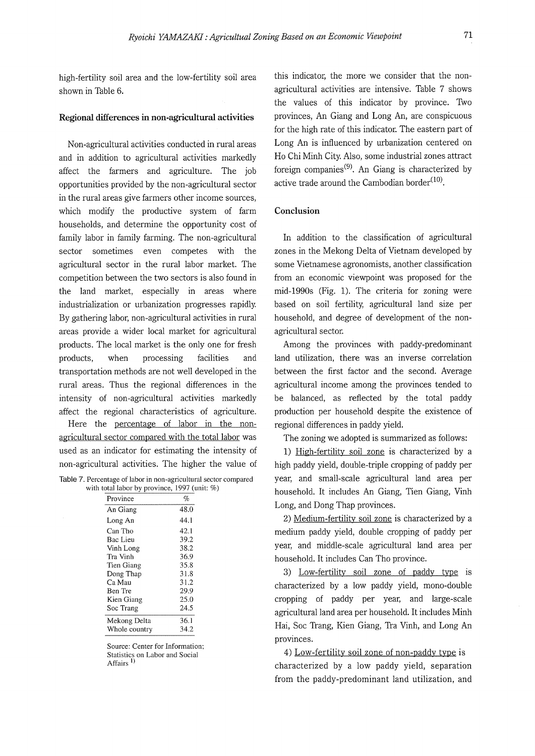high-fertility soil area and the low-fertility soil area shown in Table 6.

## Regional differences in non-agricultural activities

Non-agricultural activities conducted in rural areas and in addition to agricultural activities markedly affect the farmers and agriculture. The job opportunities provided by the non-agricultural sector in the rural areas give farmers other income sources, which modify the productive system of farm households, and determine the opportunity cost of family labor in family farming. The non-agricultural sector sometimes even competes with the agricultural sector in the rural labor market. The competition between the two sectors is also found in the land market, especially in areas where industrialization or urbanization progresses rapidly. By gathering labor, non-agricultural activities in rural areas provide a wider local market for agricultural products. The local market is the only one for fresh products, when processing facilities and transportation methods are not well developed in the rural areas. Thus the regional differences in the intensity of non-agricultural activities markedly affect the regional characteristics of agriculture.

Here the percentage of labor in the non-agricultural sector compared with the total labor was used as an indicator for estimating the intensity of non-agricultural activities. The higher the value of this indicator, the more we consider that the non-agricultural activities are intensive. Table 7 shows the values of this indicator by province. Two provinces, An Giang and Long An, are conspicuous for the high rate of this indicator. The eastern part of Long An is influenced by urbanization centered on Ho Chi Minh City. Also, some industrial zones attract foreign companies[9]. An Giang is characterized by active trade around the Cambodian border[10].

Table 7. Percentage of labor in non-agricultural sector compared with total labor by province, 1997 (unit: %)

| Province | % |
|---|---|
| An Giang | 48.0 |
| Long An | 44.1 |
| Can Tho | 42.1 |
| Bac Lieu | 39.2 |
| Vinh Long | 38.2 |
| Tra Vinh | 36.9 |
| Tien Giang | 35.8 |
| Dong Thap | 31.8 |
| Ca Mau | 31.2 |
| Ben Tre | 29.9 |
| Kien Giang | 25.0 |
| Soc Trang | 24.5 |
| Mekong Delta | 36.1 |
| Whole country | 34.2 |

Source: Center for Information; Statistics on Labor and Social Affairs [1]

## Conclusion

In addition to the classification of agricultural zones in the Mekong Delta of Vietnam developed by some Vietnamese agronomists, another classification from an economic viewpoint was proposed for the mid-1990s (Fig. 1). The criteria for zoning were based on soil fertility, agricultural land size per household, and degree of development of the non-agricultural sector.

Among the provinces with paddy-predominant land utilization, there was an inverse correlation between the first factor and the second. Average agricultural income among the provinces tended to be balanced, as reflected by the total paddy production per household despite the existence of regional differences in paddy yield.

The zoning we adopted is summarized as follows:

1) High-fertility soil zone is characterized by a high paddy yield, double-triple cropping of paddy per year, and small-scale agricultural land area per household. It includes An Giang, Tien Giang, Vinh Long, and Dong Thap provinces.

2) Medium-fertility soil zone is characterized by a medium paddy yield, double cropping of paddy per year, and middle-scale agricultural land area per household. It includes Can Tho province.

3) Low-fertility soil zone of paddy type is characterized by a low paddy yield, mono-double cropping of paddy per year, and large-scale agricultural land area per household. It includes Minh Hai, Soc Trang, Kien Giang, Tra Vinh, and Long An provinces.

4) Low-fertility soil zone of non-paddy type is characterized by a low paddy yield, separation from the paddy-predominant land utilization, and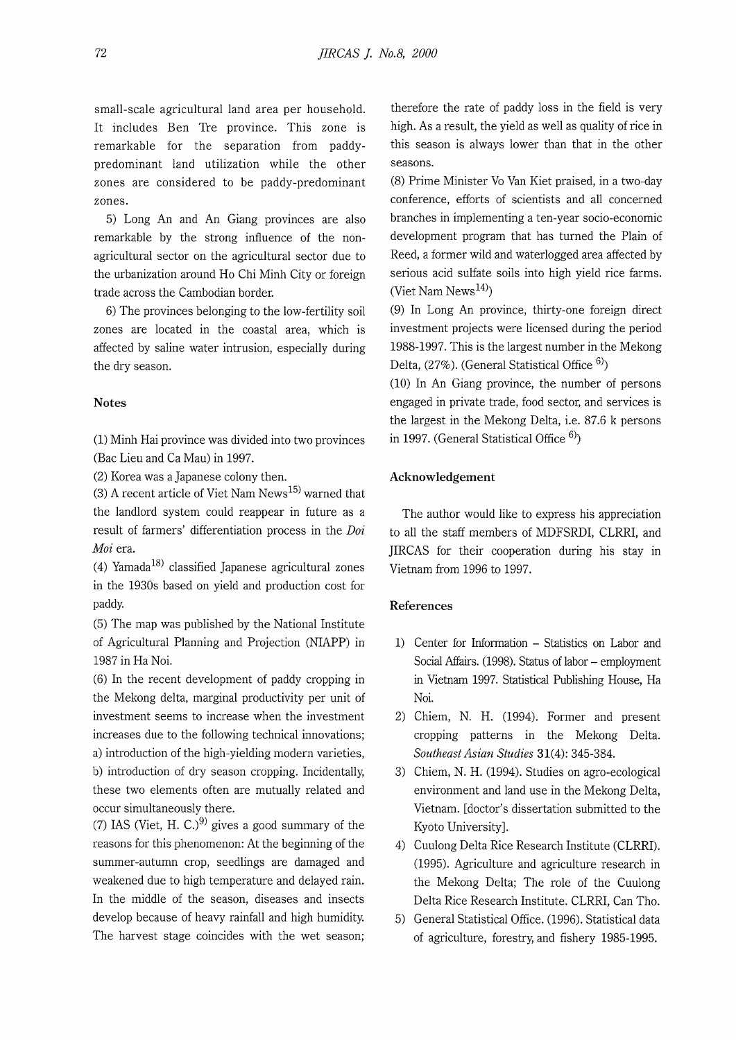small-scale agricultural land area per household. It includes Ben Tre province. This zone is remarkable for the separation from paddy-predominant land utilization while the other zones are considered to be paddy-predominant zones.

5) Long An and An Giang provinces are also remarkable by the strong influence of the non-agricultural sector on the agricultural sector due to the urbanization around Ho Chi Minh City or foreign trade across the Cambodian border.

6) The provinces belonging to the low-fertility soil zones are located in the coastal area, which is affected by saline water intrusion, especially during the dry season.

### Notes

(1) Minh Hai province was divided into two provinces (Bac Lieu and Ca Mau) in 1997.

(2) Korea was a Japanese colony then.

(3) A recent article of Viet Nam News[15] warned that the landlord system could reappear in future as a result of farmers' differentiation process in the *Doi Moi* era.

(4) Yamada[18] classified Japanese agricultural zones in the 1930s based on yield and production cost for paddy.

(5) The map was published by the National Institute of Agricultural Planning and Projection (NIAPP) in 1987 in Ha Noi.

(6) In the recent development of paddy cropping in the Mekong delta, marginal productivity per unit of investment seems to increase when the investment increases due to the following technical innovations; a) introduction of the high-yielding modern varieties, b) introduction of dry season cropping. Incidentally, these two elements often are mutually related and occur simultaneously there.

(7) IAS (Viet, H. C.)[9] gives a good summary of the reasons for this phenomenon: At the beginning of the summer-autumn crop, seedlings are damaged and weakened due to high temperature and delayed rain. In the middle of the season, diseases and insects develop because of heavy rainfall and high humidity. The harvest stage coincides with the wet season; therefore the rate of paddy loss in the field is very high. As a result, the yield as well as quality of rice in this season is always lower than that in the other seasons.

(8) Prime Minister Vo Van Kiet praised, in a two-day conference, efforts of scientists and all concerned branches in implementing a ten-year socio-economic development program that has turned the Plain of Reed, a former wild and waterlogged area affected by serious acid sulfate soils into high yield rice farms. (Viet Nam News[14])

(9) In Long An province, thirty-one foreign direct investment projects were licensed during the period 1988-1997. This is the largest number in the Mekong Delta, (27%). (General Statistical Office [6])

(10) In An Giang province, the number of persons engaged in private trade, food sector, and services is the largest in the Mekong Delta, i.e. 87.6 k persons in 1997. (General Statistical Office [6])

### Acknowledgement

The author would like to express his appreciation to all the staff members of MDFSRDI, CLRRI, and JIRCAS for their cooperation during his stay in Vietnam from 1996 to 1997.

### References

1) Center for Information – Statistics on Labor and Social Affairs. (1998). Status of labor – employment in Vietnam 1997. Statistical Publishing House, Ha Noi.

2) Chiem, N. H. (1994). Former and present cropping patterns in the Mekong Delta. *Southeast Asian Studies* **31**(4): 345-384.

3) Chiem, N. H. (1994). Studies on agro-ecological environment and land use in the Mekong Delta, Vietnam. [doctor's dissertation submitted to the Kyoto University].

4) Cuulong Delta Rice Research Institute (CLRRI). (1995). Agriculture and agriculture research in the Mekong Delta; The role of the Cuulong Delta Rice Research Institute. CLRRI, Can Tho.

5) General Statistical Office. (1996). Statistical data of agriculture, forestry, and fishery 1985-1995.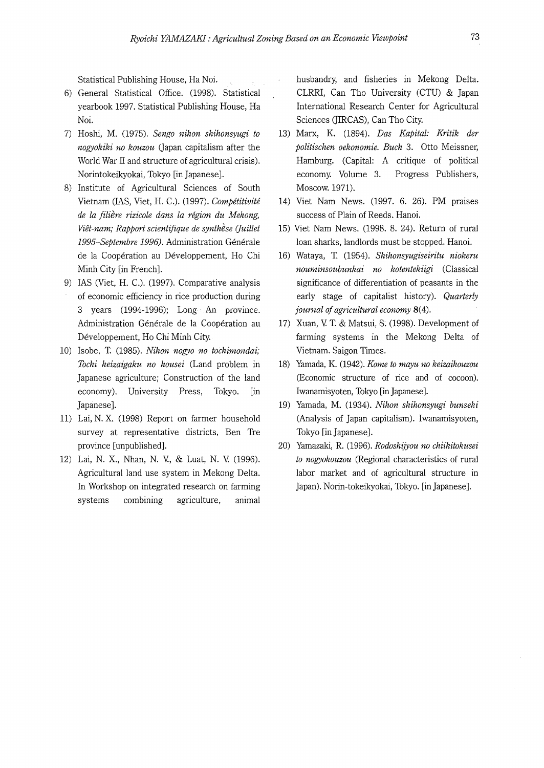Statistical Publishing House, Ha Noi.

6) General Statistical Office. (1998). Statistical yearbook 1997. Statistical Publishing House, Ha Noi.
7) Hoshi, M. (1975). *Sengo nihon shihonsyugi to nogyokiki no kouzou* (Japan capitalism after the World War II and structure of agricultural crisis). Norintokeikyokai, Tokyo [in Japanese].
8) Institute of Agricultural Sciences of South Vietnam (IAS, Viet, H. C.). (1997). *Compétitivité de la filière rizicole dans la région du Mekong, Viêt-nam; Rapport scientifique de synthèse (Juillet 1995–Septembre 1996)*. Administration Générale de la Coopération au Développement, Ho Chi Minh City [in French].
9) IAS (Viet, H. C.). (1997). Comparative analysis of economic efficiency in rice production during 3 years (1994-1996); Long An province. Administration Générale de la Coopération au Développement, Ho Chi Minh City.
10) Isobe, T. (1985). *Nihon nogyo no tochimondai; Tochi keizaigaku no kousei* (Land problem in Japanese agriculture; Construction of the land economy). University Press, Tokyo. [in Japanese].
11) Lai, N. X. (1998) Report on farmer household survey at representative districts, Ben Tre province [unpublished].
12) Lai, N. X., Nhan, N. V., & Luat, N. V. (1996). Agricultural land use system in Mekong Delta. In Workshop on integrated research on farming systems combining agriculture, animal husbandry, and fisheries in Mekong Delta. CLRRI, Can Tho University (CTU) & Japan International Research Center for Agricultural Sciences (JIRCAS), Can Tho City.
13) Marx, K. (1894). *Das Kapital: Kritik der politischen oekonomie. Buch* 3. Otto Meissner, Hamburg. (Capital: A critique of political economy. Volume 3. Progress Publishers, Moscow. 1971).
14) Viet Nam News. (1997. 6. 26). PM praises success of Plain of Reeds. Hanoi.
15) Viet Nam News. (1998. 8. 24). Return of rural loan sharks, landlords must be stopped. Hanoi.
16) Wataya, T. (1954). *Shihonsyugiseiritu niokeru nouminsoubunkai no kotentekiigi* (Classical significance of differentiation of peasants in the early stage of capitalist history). *Quarterly journal of agricultural economy* **8**(4).
17) Xuan, V. T. & Matsui, S. (1998). Development of farming systems in the Mekong Delta of Vietnam. Saigon Times.
18) Yamada, K. (1942). *Kome to mayu no keizaikouzou* (Economic structure of rice and of cocoon). Iwanamisyoten, Tokyo [in Japanese].
19) Yamada, M. (1934). *Nihon shihonsyugi bunseki* (Analysis of Japan capitalism). Iwanamisyoten, Tokyo [in Japanese].
20) Yamazaki, R. (1996). *Rodoshijyou no chiikitokusei to nogyokouzou* (Regional characteristics of rural labor market and of agricultural structure in Japan). Norin-tokeikyokai, Tokyo. [in Japanese].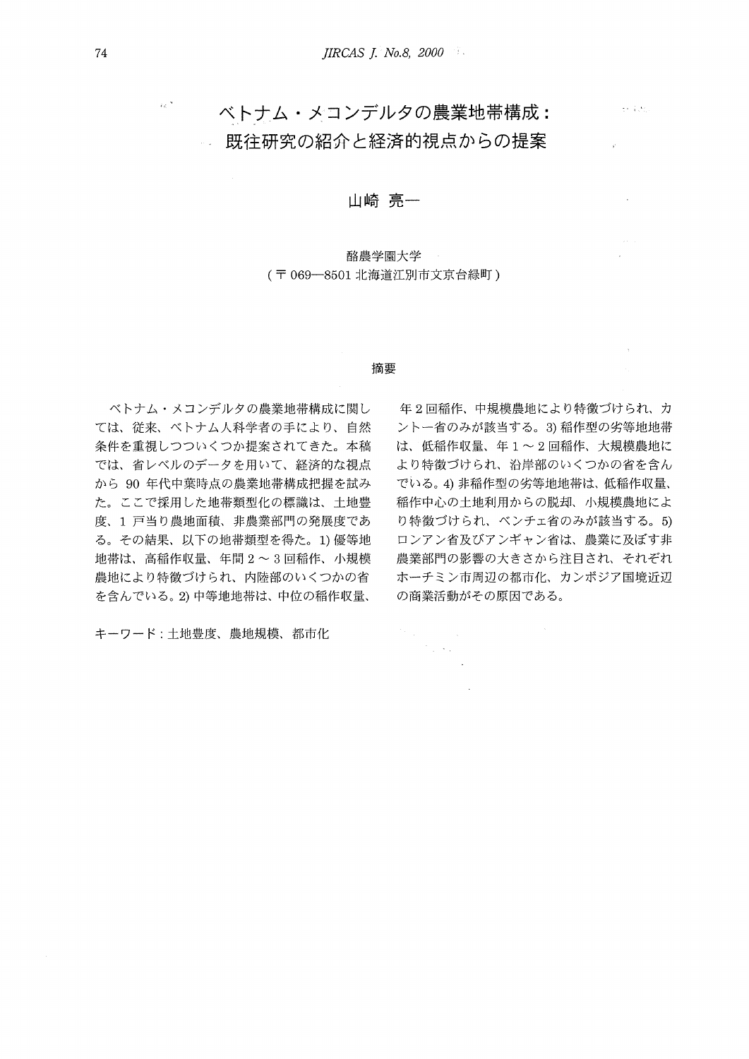# ベトナム・メコンデルタの農業地帯構成：既往研究の紹介と経済的視点からの提案

山崎 亮一

酪農学園大学
(〒069―8501 北海道江別市文京台緑町)

## 摘要

ベトナム・メコンデルタの農業地帯構成に関しては、従来、ベトナム人科学者の手により、自然条件を重視しつついくつか提案されてきた。本稿では、省レベルのデータを用いて、経済的な視点から 90 年代中葉時点の農業地帯構成把握を試みた。ここで採用した地帯類型化の標識は、土地豊度、1 戸当り農地面積、非農業部門の発展度である。その結果、以下の地帯類型を得た。1) 優等地地帯は、高稲作収量、年間 2 ～ 3 回稲作、小規模農地により特徴づけられ、内陸部のいくつかの省を含んでいる。2) 中等地地帯は、中位の稲作収量、年 2 回稲作、中規模農地により特徴づけられ、カントー省のみが該当する。3) 稲作型の劣等地地帯は、低稲作収量、年 1 ～ 2 回稲作、大規模農地により特徴づけられ、沿岸部のいくつかの省を含んでいる。4) 非稲作型の劣等地地帯は、低稲作収量、稲作中心の土地利用からの脱却、小規模農地により特徴づけられ、ベンチェ省のみが該当する。5) ロンアン省及びアンギャン省は、農業に及ぼす非農業部門の影響の大きさから注目され、それぞれホーチミン市周辺の都市化、カンボジア国境近辺の商業活動がその原因である。

キーワード：土地豊度、農地規模、都市化